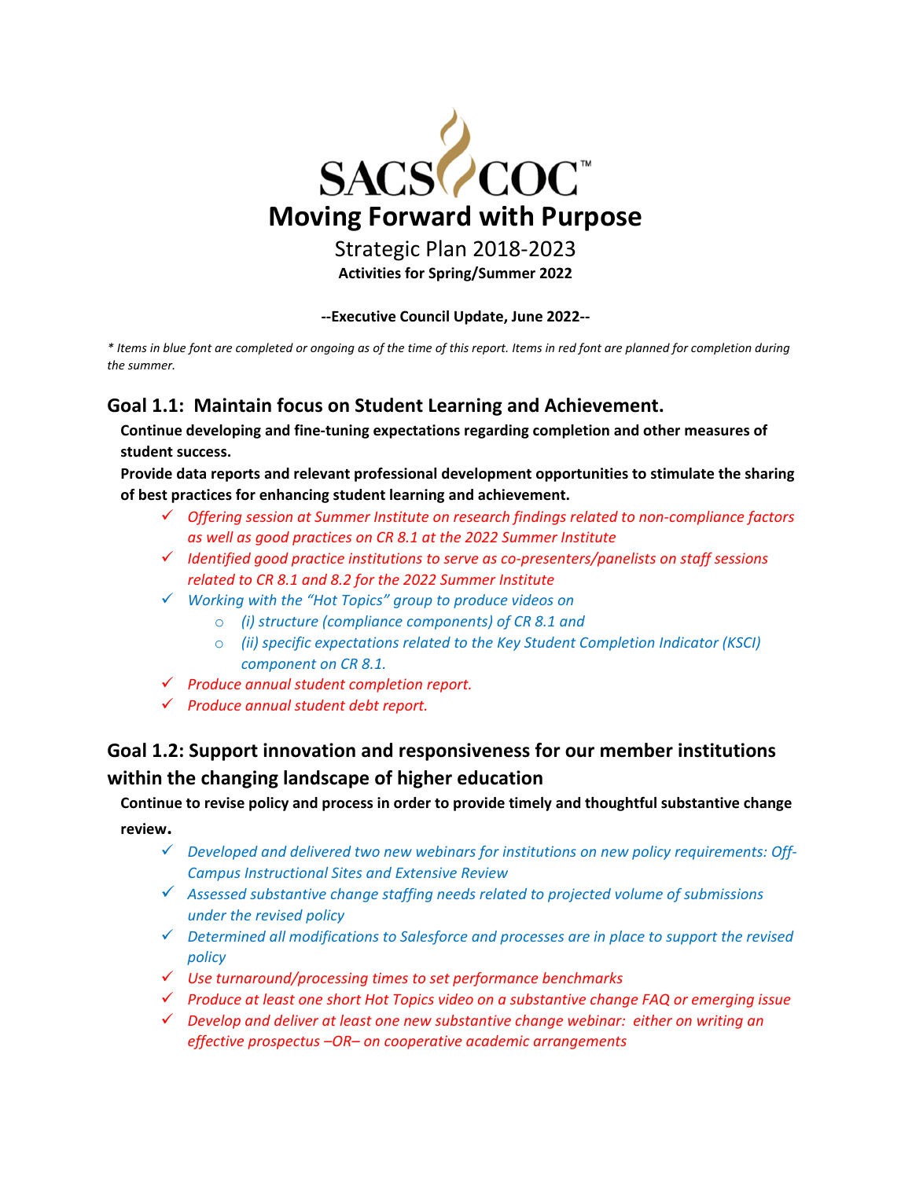SACS COC™

# Moving Forward with Purpose

Strategic Plan 2018-2023

**Activities for Spring/Summer 2022**

**--Executive Council Update, June 2022--**

*\* Items in blue font are completed or ongoing as of the time of this report. Items in red font are planned for completion during the summer.*

## Goal 1.1: Maintain focus on Student Learning and Achievement.

**Continue developing and fine-tuning expectations regarding completion and other measures of student success.**

**Provide data reports and relevant professional development opportunities to stimulate the sharing of best practices for enhancing student learning and achievement.**

- ✓ *Offering session at Summer Institute on research findings related to non-compliance factors as well as good practices on CR 8.1 at the 2022 Summer Institute*
- ✓ *Identified good practice institutions to serve as co-presenters/panelists on staff sessions related to CR 8.1 and 8.2 for the 2022 Summer Institute*
- ✓ *Working with the "Hot Topics" group to produce videos on*
  - *(i) structure (compliance components) of CR 8.1 and*
  - *(ii) specific expectations related to the Key Student Completion Indicator (KSCI) component on CR 8.1.*
- ✓ *Produce annual student completion report.*
- ✓ *Produce annual student debt report.*

## Goal 1.2: Support innovation and responsiveness for our member institutions within the changing landscape of higher education

**Continue to revise policy and process in order to provide timely and thoughtful substantive change review.**

- ✓ *Developed and delivered two new webinars for institutions on new policy requirements: Off-Campus Instructional Sites and Extensive Review*
- ✓ *Assessed substantive change staffing needs related to projected volume of submissions under the revised policy*
- ✓ *Determined all modifications to Salesforce and processes are in place to support the revised policy*
- ✓ *Use turnaround/processing times to set performance benchmarks*
- ✓ *Produce at least one short Hot Topics video on a substantive change FAQ or emerging issue*
- ✓ *Develop and deliver at least one new substantive change webinar: either on writing an effective prospectus –OR– on cooperative academic arrangements*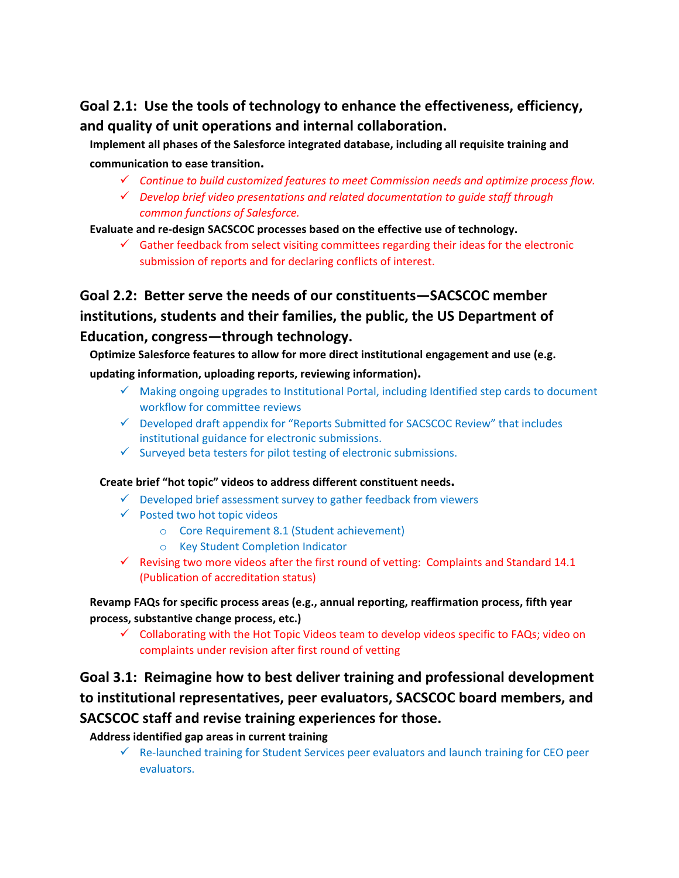## Goal 2.1: Use the tools of technology to enhance the effectiveness, efficiency, and quality of unit operations and internal collaboration.

**Implement all phases of the Salesforce integrated database, including all requisite training and communication to ease transition.**

- ✓ *Continue to build customized features to meet Commission needs and optimize process flow.*
- ✓ *Develop brief video presentations and related documentation to guide staff through common functions of Salesforce.*

**Evaluate and re-design SACSCOC processes based on the effective use of technology.**

- ✓ Gather feedback from select visiting committees regarding their ideas for the electronic submission of reports and for declaring conflicts of interest.

## Goal 2.2: Better serve the needs of our constituents—SACSCOC member institutions, students and their families, the public, the US Department of Education, congress—through technology.

**Optimize Salesforce features to allow for more direct institutional engagement and use (e.g. updating information, uploading reports, reviewing information).**

- ✓ Making ongoing upgrades to Institutional Portal, including Identified step cards to document workflow for committee reviews
- ✓ Developed draft appendix for "Reports Submitted for SACSCOC Review" that includes institutional guidance for electronic submissions.
- ✓ Surveyed beta testers for pilot testing of electronic submissions.

**Create brief "hot topic" videos to address different constituent needs.**

- ✓ Developed brief assessment survey to gather feedback from viewers
- ✓ Posted two hot topic videos
  - Core Requirement 8.1 (Student achievement)
  - Key Student Completion Indicator
- ✓ Revising two more videos after the first round of vetting: Complaints and Standard 14.1 (Publication of accreditation status)

**Revamp FAQs for specific process areas (e.g., annual reporting, reaffirmation process, fifth year process, substantive change process, etc.)**

- ✓ Collaborating with the Hot Topic Videos team to develop videos specific to FAQs; video on complaints under revision after first round of vetting

## Goal 3.1: Reimagine how to best deliver training and professional development to institutional representatives, peer evaluators, SACSCOC board members, and SACSCOC staff and revise training experiences for those.

**Address identified gap areas in current training**

- ✓ Re-launched training for Student Services peer evaluators and launch training for CEO peer evaluators.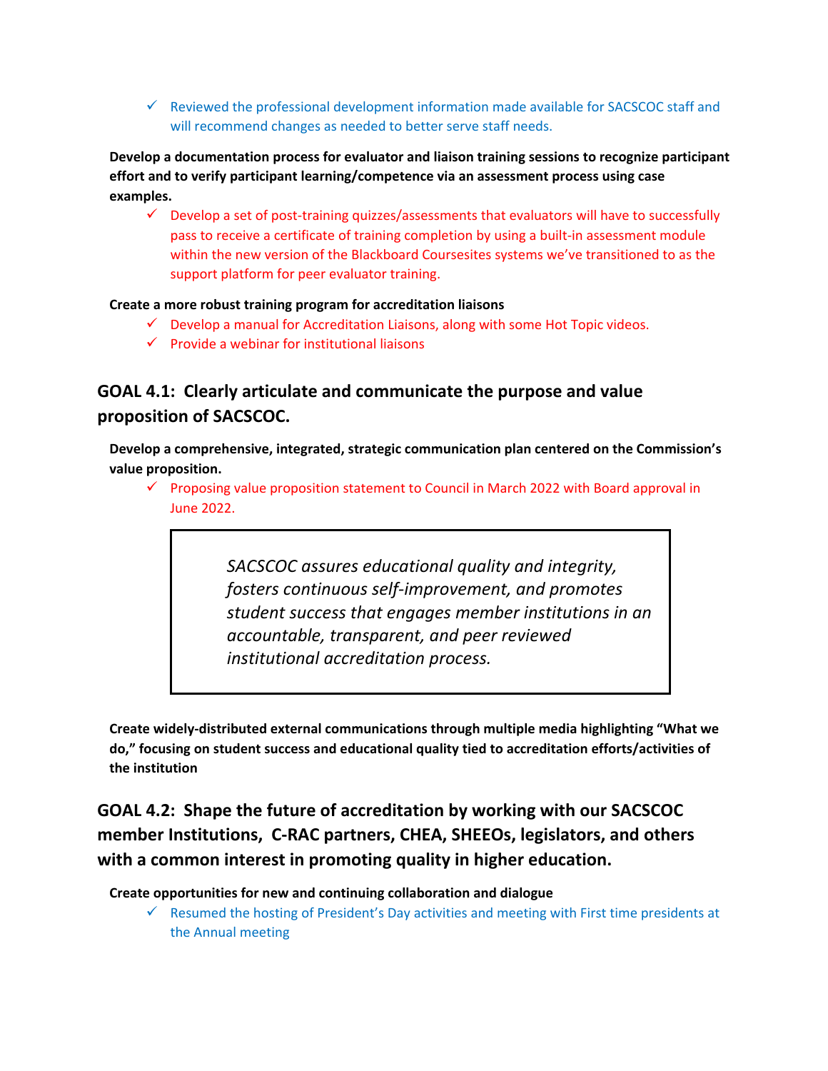- ✓ Reviewed the professional development information made available for SACSCOC staff and will recommend changes as needed to better serve staff needs.

**Develop a documentation process for evaluator and liaison training sessions to recognize participant effort and to verify participant learning/competence via an assessment process using case examples.**

- ✓ Develop a set of post-training quizzes/assessments that evaluators will have to successfully pass to receive a certificate of training completion by using a built-in assessment module within the new version of the Blackboard Coursesites systems we've transitioned to as the support platform for peer evaluator training.

**Create a more robust training program for accreditation liaisons**

- ✓ Develop a manual for Accreditation Liaisons, along with some Hot Topic videos.
- ✓ Provide a webinar for institutional liaisons

## GOAL 4.1: Clearly articulate and communicate the purpose and value proposition of SACSCOC.

**Develop a comprehensive, integrated, strategic communication plan centered on the Commission's value proposition.**

- ✓ Proposing value proposition statement to Council in March 2022 with Board approval in June 2022.

> *SACSCOC assures educational quality and integrity, fosters continuous self-improvement, and promotes student success that engages member institutions in an accountable, transparent, and peer reviewed institutional accreditation process.*

**Create widely-distributed external communications through multiple media highlighting "What we do," focusing on student success and educational quality tied to accreditation efforts/activities of the institution**

## GOAL 4.2: Shape the future of accreditation by working with our SACSCOC member Institutions, C-RAC partners, CHEA, SHEEOs, legislators, and others with a common interest in promoting quality in higher education.

**Create opportunities for new and continuing collaboration and dialogue**

- ✓ Resumed the hosting of President's Day activities and meeting with First time presidents at the Annual meeting